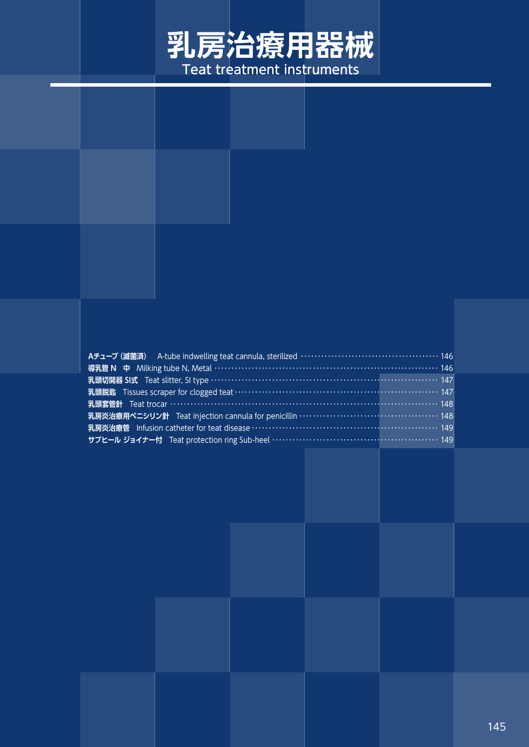# 乳房治療用器械
## Teat treatment instruments

| | | |
|---|---|---|
| **Aチューブ（滅菌済）** | A-tube indwelling teat cannula, sterilized | 146 |
| **導乳管 N　中** | Milking tube N, Metal | 146 |
| **乳頭切開器 SI式** | Teat slitter, SI type | 147 |
| **乳頭鋭匙** | Tissues scraper for clogged teat | 147 |
| **乳頭套管針** | Teat trocar | 148 |
| **乳房炎治療用ペニシリン針** | Teat injection cannula for penicillin | 148 |
| **乳房炎治療管** | Infusion catheter for teat disease | 149 |
| **サブヒール ジョイナー付** | Teat protection ring Sub-heel | 149 |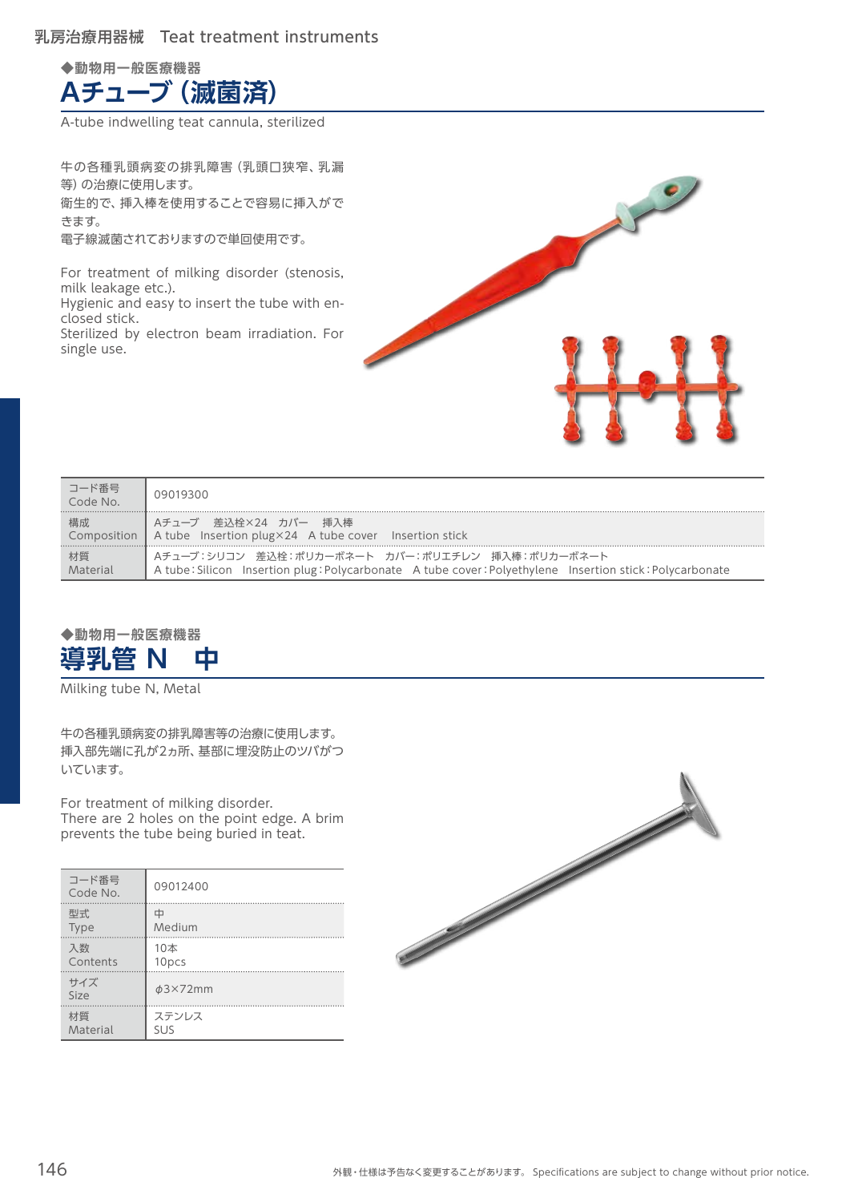◆動物用一般医療機器

## Aチューブ（滅菌済）

A-tube indwelling teat cannula, sterilized

牛の各種乳頭病変の排乳障害（乳頭口狭窄、乳漏等）の治療に使用します。
衛生的で、挿入棒を使用することで容易に挿入ができます。
電子線滅菌されておりますので単回使用です。

For treatment of milking disorder (stenosis, milk leakage etc.).
Hygienic and easy to insert the tube with enclosed stick.
Sterilized by electron beam irradiation. For single use.

| | |
|---|---|
| コード番号<br>Code No. | 09019300 |
| 構成<br>Composition | Aチューブ　差込栓×24　カバー　挿入棒<br>A tube　Insertion plug×24　A tube cover　Insertion stick |
| 材質<br>Material | Aチューブ：シリコン　差込栓：ポリカーボネート　カバー：ポリエチレン　挿入棒：ポリカーボネート<br>A tube：Silicon　Insertion plug：Polycarbonate　A tube cover：Polyethylene　Insertion stick：Polycarbonate |

◆動物用一般医療機器

## 導乳管 N　中

Milking tube N, Metal

牛の各種乳頭病変の排乳障害等の治療に使用します。
挿入部先端に孔が2ヵ所、基部に埋没防止のツバがついています。

For treatment of milking disorder.
There are 2 holes on the point edge. A brim prevents the tube being buried in teat.

| | |
|---|---|
| コード番号<br>Code No. | 09012400 |
| 型式<br>Type | 中<br>Medium |
| 入数<br>Contents | 10本<br>10pcs |
| サイズ<br>Size | φ3×72mm |
| 材質<br>Material | ステンレス<br>SUS |

外観・仕様は予告なく変更することがあります。 Specifications are subject to change without prior notice.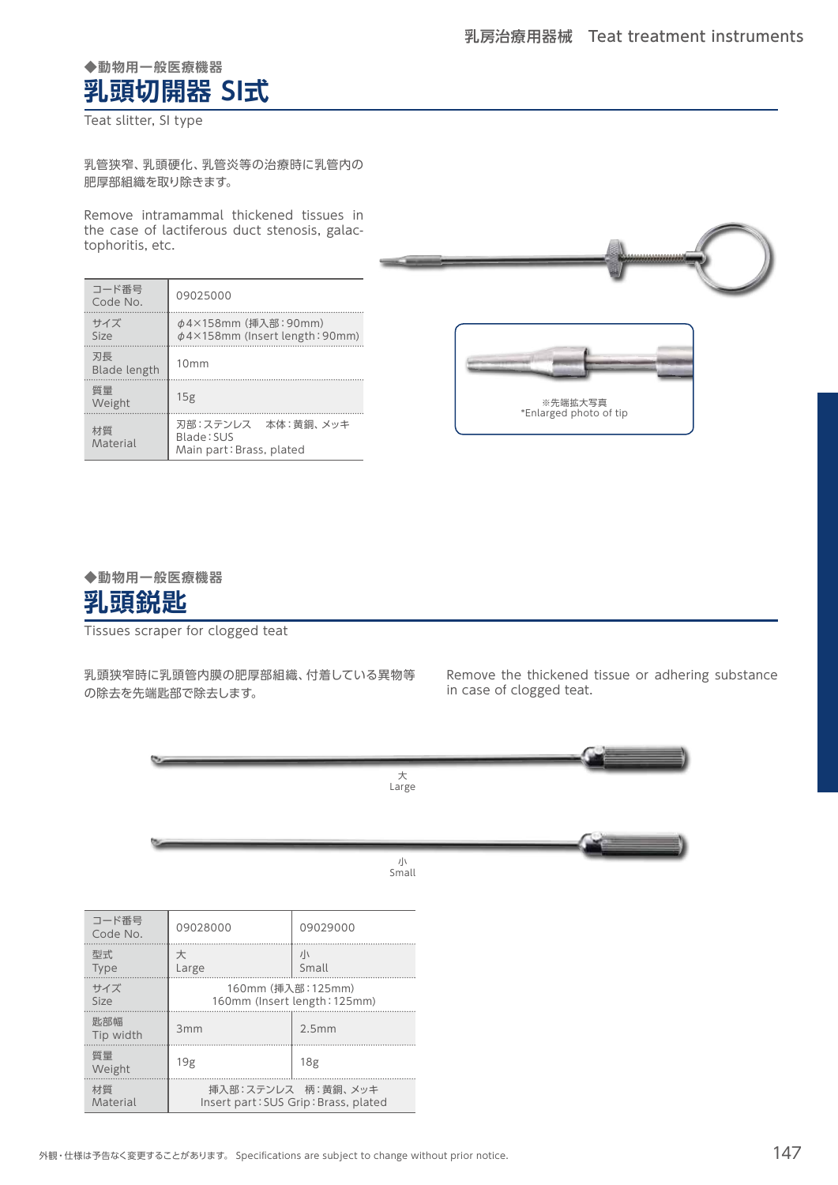◆動物用一般医療機器

## 乳頭切開器 SI式

Teat slitter, SI type

乳管狭窄、乳頭硬化、乳管炎等の治療時に乳管内の肥厚部組織を取り除きます。

Remove intramammal thickened tissues in the case of lactiferous duct stenosis, galactophoritis, etc.

| コード番号 Code No. | 09025000 |
|---|---|
| サイズ Size | φ4×158mm (挿入部：90mm) φ4×158mm (Insert length：90mm) |
| 刃長 Blade length | 10mm |
| 質量 Weight | 15g |
| 材質 Material | 刃部：ステンレス　本体：黄銅、メッキ Blade：SUS Main part：Brass, plated |

※先端拡大写真
*Enlarged photo of tip

◆動物用一般医療機器

## 乳頭鋭匙

Tissues scraper for clogged teat

乳頭狭窄時に乳頭管内膜の肥厚部組織、付着している異物等の除去を先端匙部で除去します。

Remove the thickened tissue or adhering substance in case of clogged teat.

大
Large

小
Small

| コード番号 Code No. | 09028000 | 09029000 |
|---|---|---|
| 型式 Type | 大 Large | 小 Small |
| サイズ Size | 160mm (挿入部：125mm) 160mm (Insert length：125mm) | |
| 匙部幅 Tip width | 3mm | 2.5mm |
| 質量 Weight | 19g | 18g |
| 材質 Material | 挿入部：ステンレス　柄：黄銅、メッキ Insert part：SUS Grip：Brass, plated | |

外観・仕様は予告なく変更することがあります。 Specifications are subject to change without prior notice.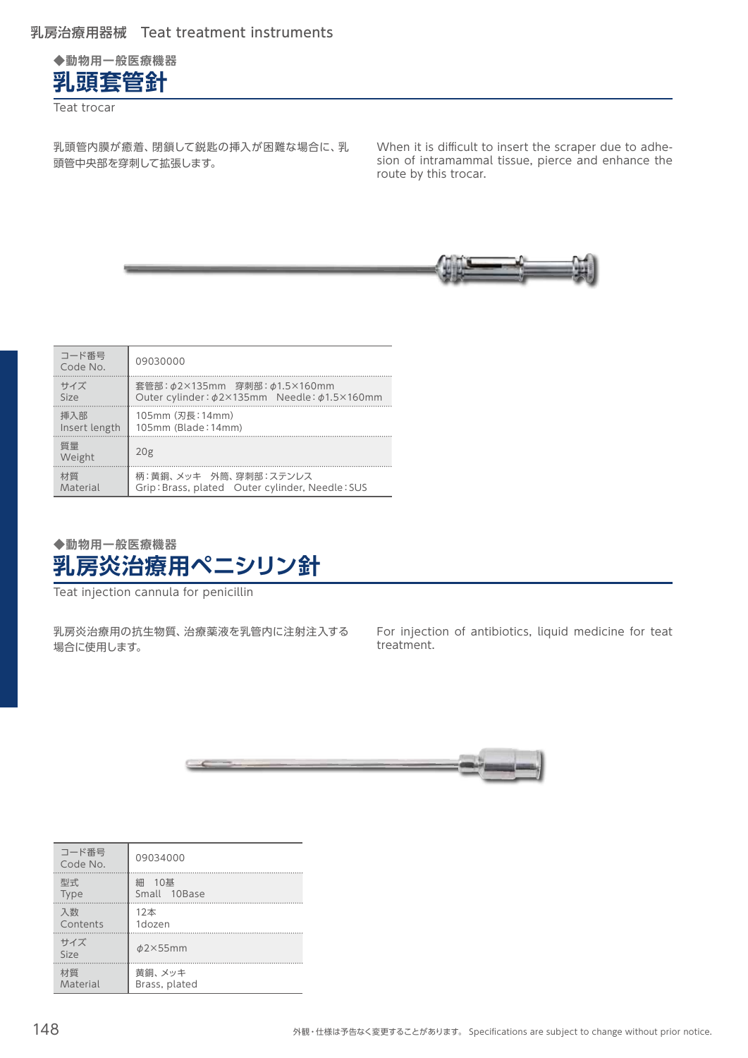◆動物用一般医療機器

# 乳頭套管針

Teat trocar

乳頭管内膜が癒着、閉鎖して鋭匙の挿入が困難な場合に、乳頭管中央部を穿刺して拡張します。

When it is difficult to insert the scraper due to adhesion of intramammal tissue, pierce and enhance the route by this trocar.

| コード番号<br>Code No. | 09030000 |
|---|---|
| サイズ<br>Size | 套管部：φ2×135mm　穿刺部：φ1.5×160mm<br>Outer cylinder：φ2×135mm　Needle：φ1.5×160mm |
| 挿入部<br>Insert length | 105mm（刃長：14mm）<br>105mm（Blade：14mm） |
| 質量<br>Weight | 20g |
| 材質<br>Material | 柄：黄銅、メッキ　外筒、穿刺部：ステンレス<br>Grip：Brass, plated　Outer cylinder, Needle：SUS |

◆動物用一般医療機器

# 乳房炎治療用ペニシリン針

Teat injection cannula for penicillin

乳房炎治療用の抗生物質、治療薬液を乳管内に注射注入する場合に使用します。

For injection of antibiotics, liquid medicine for teat treatment.

| コード番号<br>Code No. | 09034000 |
|---|---|
| 型式<br>Type | 細　10基<br>Small　10Base |
| 入数<br>Contents | 12本<br>1dozen |
| サイズ<br>Size | φ2×55mm |
| 材質<br>Material | 黄銅、メッキ<br>Brass, plated |

外観・仕様は予告なく変更することがあります。 Specifications are subject to change without prior notice.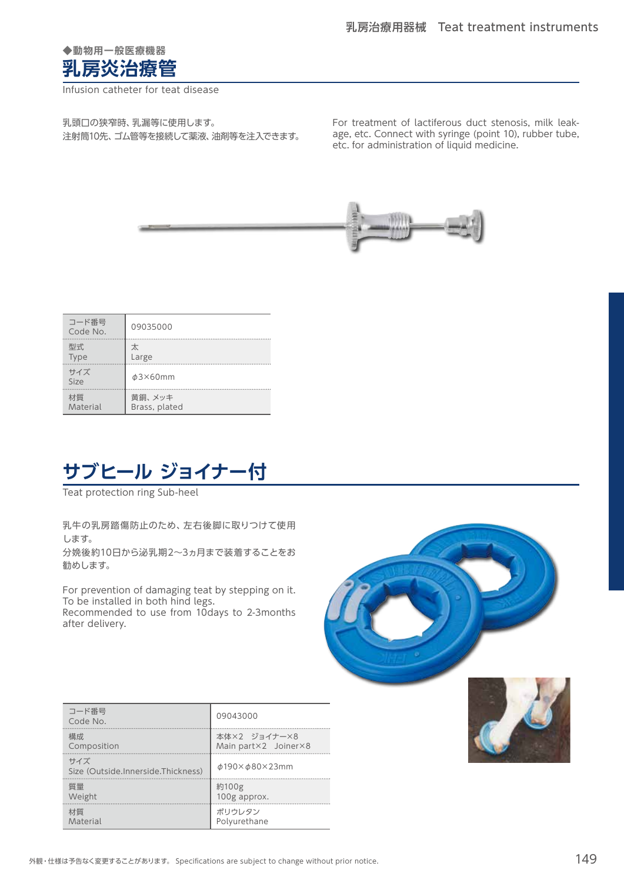◆動物用一般医療機器

# 乳房炎治療管

Infusion catheter for teat disease

乳頭口の狭窄時、乳漏等に使用します。
注射筒10先、ゴム管等を接続して薬液、油剤等を注入できます。

For treatment of lactiferous duct stenosis, milk leakage, etc. Connect with syringe (point 10), rubber tube, etc. for administration of liquid medicine.

| | |
|---|---|
| コード番号 Code No. | 09035000 |
| 型式 Type | 太 Large |
| サイズ Size | φ3×60mm |
| 材質 Material | 黄銅、メッキ Brass, plated |

# サブヒール ジョイナー付

Teat protection ring Sub-heel

乳牛の乳房踏傷防止のため、左右後脚に取りつけて使用します。
分娩後約10日から泌乳期2〜3ヵ月まで装着することをお勧めします。

For prevention of damaging teat by stepping on it.
To be installed in both hind legs.
Recommended to use from 10days to 2-3months after delivery.

| | |
|---|---|
| コード番号 Code No. | 09043000 |
| 構成 Composition | 本体×2　ジョイナー×8 Main part×2　Joiner×8 |
| サイズ Size (Outside.Innerside.Thickness) | φ190×φ80×23mm |
| 質量 Weight | 約100g 100g approx. |
| 材質 Material | ポリウレタン Polyurethane |

外観・仕様は予告なく変更することがあります。 Specifications are subject to change without prior notice.